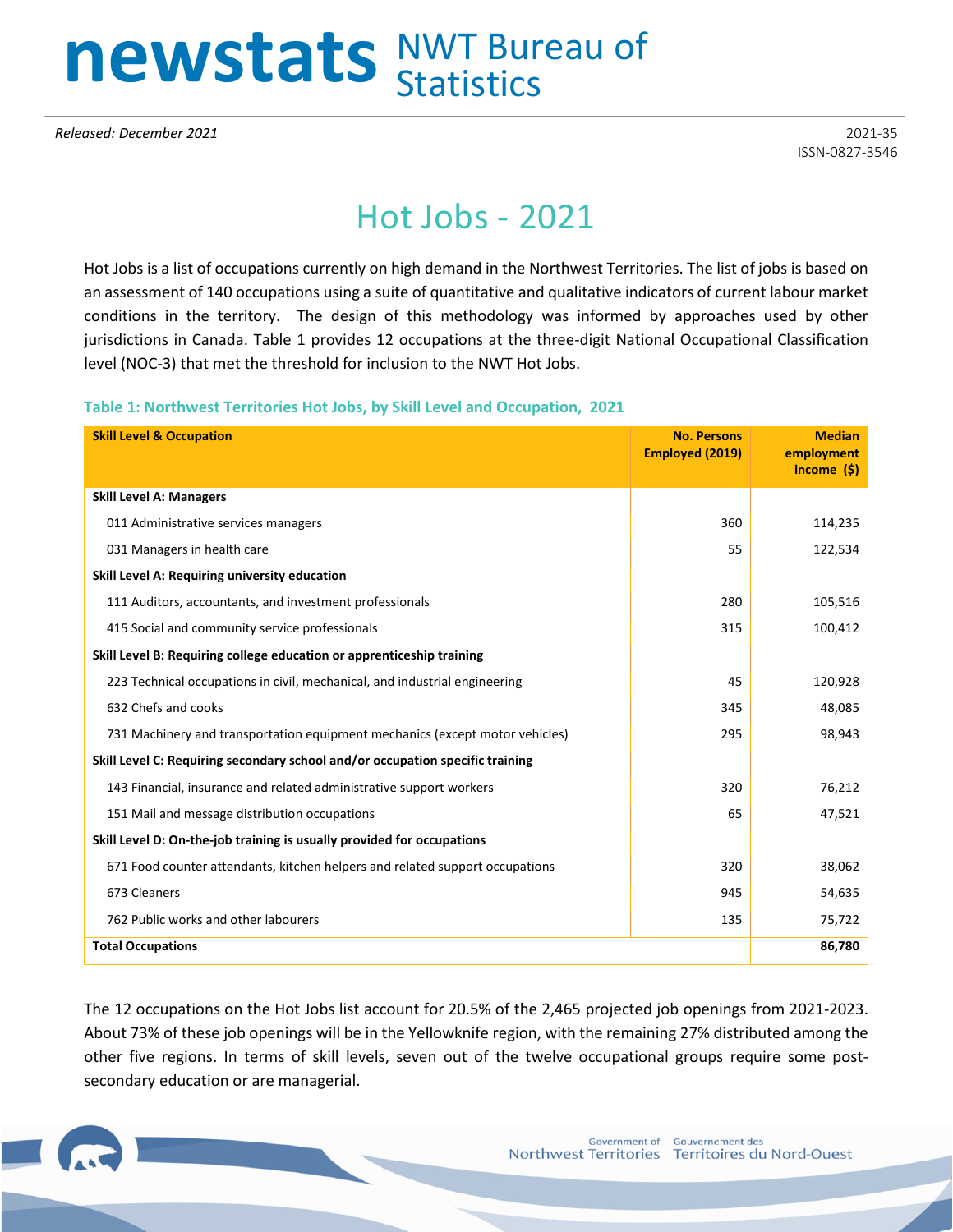# newstats NWT Bureau of Statistics

*Released: December 2021*

2021-35
ISSN-0827-3546

## Hot Jobs - 2021

Hot Jobs is a list of occupations currently on high demand in the Northwest Territories. The list of jobs is based on an assessment of 140 occupations using a suite of quantitative and qualitative indicators of current labour market conditions in the territory. The design of this methodology was informed by approaches used by other jurisdictions in Canada. Table 1 provides 12 occupations at the three-digit National Occupational Classification level (NOC-3) that met the threshold for inclusion to the NWT Hot Jobs.

### Table 1: Northwest Territories Hot Jobs, by Skill Level and Occupation, 2021

| Skill Level & Occupation | No. Persons Employed (2019) | Median employment income ($) |
|---|---|---|
| **Skill Level A: Managers** | | |
| 011 Administrative services managers | 360 | 114,235 |
| 031 Managers in health care | 55 | 122,534 |
| **Skill Level A: Requiring university education** | | |
| 111 Auditors, accountants, and investment professionals | 280 | 105,516 |
| 415 Social and community service professionals | 315 | 100,412 |
| **Skill Level B: Requiring college education or apprenticeship training** | | |
| 223 Technical occupations in civil, mechanical, and industrial engineering | 45 | 120,928 |
| 632 Chefs and cooks | 345 | 48,085 |
| 731 Machinery and transportation equipment mechanics (except motor vehicles) | 295 | 98,943 |
| **Skill Level C: Requiring secondary school and/or occupation specific training** | | |
| 143 Financial, insurance and related administrative support workers | 320 | 76,212 |
| 151 Mail and message distribution occupations | 65 | 47,521 |
| **Skill Level D: On-the-job training is usually provided for occupations** | | |
| 671 Food counter attendants, kitchen helpers and related support occupations | 320 | 38,062 |
| 673 Cleaners | 945 | 54,635 |
| 762 Public works and other labourers | 135 | 75,722 |
| **Total Occupations** | | **86,780** |

The 12 occupations on the Hot Jobs list account for 20.5% of the 2,465 projected job openings from 2021-2023. About 73% of these job openings will be in the Yellowknife region, with the remaining 27% distributed among the other five regions. In terms of skill levels, seven out of the twelve occupational groups require some post-secondary education or are managerial.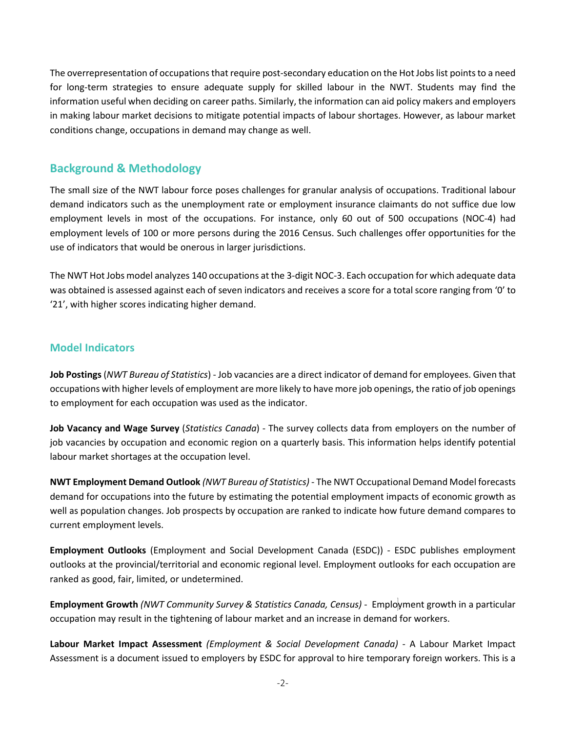The overrepresentation of occupations that require post-secondary education on the Hot Jobs list points to a need for long-term strategies to ensure adequate supply for skilled labour in the NWT. Students may find the information useful when deciding on career paths. Similarly, the information can aid policy makers and employers in making labour market decisions to mitigate potential impacts of labour shortages. However, as labour market conditions change, occupations in demand may change as well.

## Background & Methodology

The small size of the NWT labour force poses challenges for granular analysis of occupations. Traditional labour demand indicators such as the unemployment rate or employment insurance claimants do not suffice due low employment levels in most of the occupations. For instance, only 60 out of 500 occupations (NOC-4) had employment levels of 100 or more persons during the 2016 Census. Such challenges offer opportunities for the use of indicators that would be onerous in larger jurisdictions.

The NWT Hot Jobs model analyzes 140 occupations at the 3-digit NOC-3. Each occupation for which adequate data was obtained is assessed against each of seven indicators and receives a score for a total score ranging from '0' to '21', with higher scores indicating higher demand.

## Model Indicators

**Job Postings** (*NWT Bureau of Statistics*) - Job vacancies are a direct indicator of demand for employees. Given that occupations with higher levels of employment are more likely to have more job openings, the ratio of job openings to employment for each occupation was used as the indicator.

**Job Vacancy and Wage Survey** (*Statistics Canada*) - The survey collects data from employers on the number of job vacancies by occupation and economic region on a quarterly basis. This information helps identify potential labour market shortages at the occupation level.

**NWT Employment Demand Outlook** *(NWT Bureau of Statistics)* - The NWT Occupational Demand Model forecasts demand for occupations into the future by estimating the potential employment impacts of economic growth as well as population changes. Job prospects by occupation are ranked to indicate how future demand compares to current employment levels.

**Employment Outlooks** (Employment and Social Development Canada (ESDC)) - ESDC publishes employment outlooks at the provincial/territorial and economic regional level. Employment outlooks for each occupation are ranked as good, fair, limited, or undetermined.

**Employment Growth** *(NWT Community Survey & Statistics Canada, Census)* - Employment growth in a particular occupation may result in the tightening of labour market and an increase in demand for workers.

**Labour Market Impact Assessment** *(Employment & Social Development Canada)* - A Labour Market Impact Assessment is a document issued to employers by ESDC for approval to hire temporary foreign workers. This is a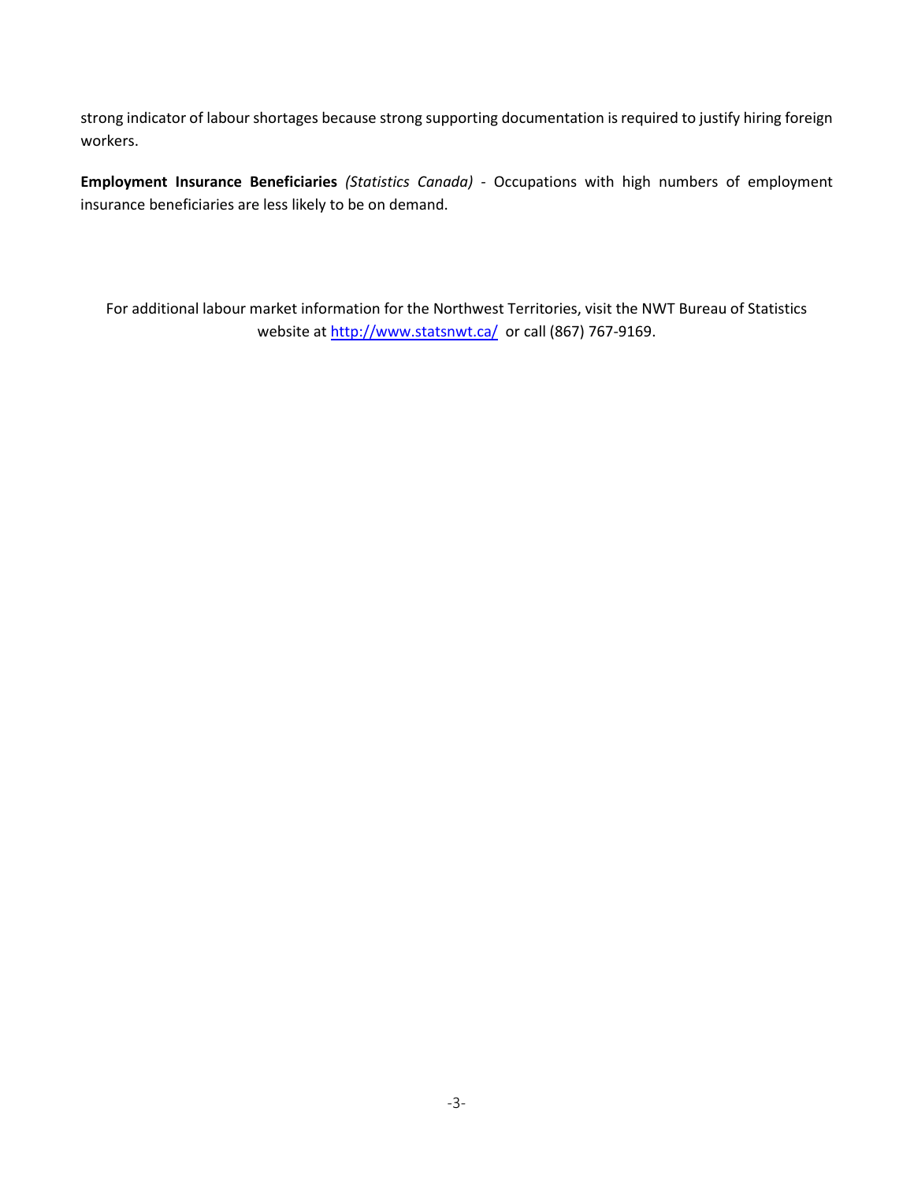strong indicator of labour shortages because strong supporting documentation is required to justify hiring foreign workers.

**Employment Insurance Beneficiaries** *(Statistics Canada)* - Occupations with high numbers of employment insurance beneficiaries are less likely to be on demand.

For additional labour market information for the Northwest Territories, visit the NWT Bureau of Statistics website at [http://www.statsnwt.ca/](http://www.statsnwt.ca/) or call (867) 767-9169.